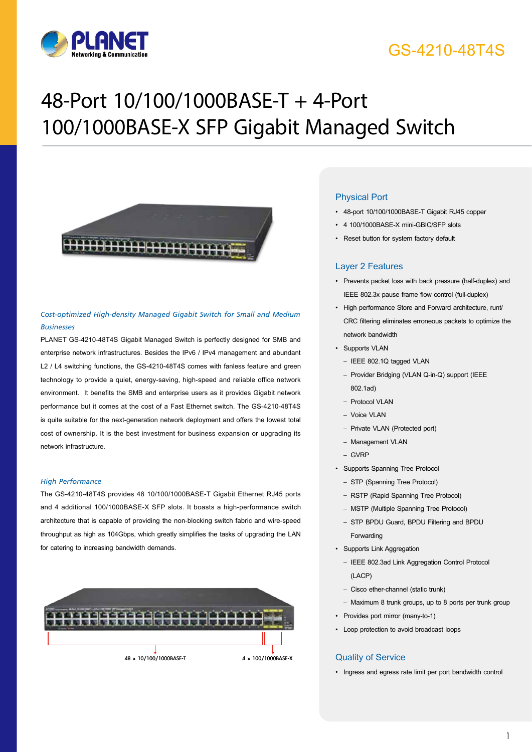GS-4210-48T4S

# 48-Port 10/100/1000BASE-T + 4-Port 100/1000BASE-X SFP Gigabit Managed Switch

### *Cost-optimized High-density Managed Gigabit Switch for Small and Medium Businesses*

PLANET GS-4210-48T4S Gigabit Managed Switch is perfectly designed for SMB and enterprise network infrastructures. Besides the IPv6 / IPv4 management and abundant L2 / L4 switching functions, the GS-4210-48T4S comes with fanless feature and green technology to provide a quiet, energy-saving, high-speed and reliable office network environment. It benefits the SMB and enterprise users as it provides Gigabit network performance but it comes at the cost of a Fast Ethernet switch. The GS-4210-48T4S is quite suitable for the next-generation network deployment and offers the lowest total cost of ownership. It is the best investment for business expansion or upgrading its network infrastructure.

### *High Performance*

The GS-4210-48T4S provides 48 10/100/1000BASE-T Gigabit Ethernet RJ45 ports and 4 additional 100/1000BASE-X SFP slots. It boasts a high-performance switch architecture that is capable of providing the non-blocking switch fabric and wire-speed throughput as high as 104Gbps, which greatly simplifies the tasks of upgrading the LAN for catering to increasing bandwidth demands.

48 x 10/100/1000BASE-T    4 x 100/1000BASE-X

## Physical Port

- 48-port 10/100/1000BASE-T Gigabit RJ45 copper
- 4 100/1000BASE-X mini-GBIC/SFP slots
- Reset button for system factory default

## Layer 2 Features

- Prevents packet loss with back pressure (half-duplex) and IEEE 802.3x pause frame flow control (full-duplex)
- High performance Store and Forward architecture, runt/CRC filtering eliminates erroneous packets to optimize the network bandwidth
- Supports VLAN
  - IEEE 802.1Q tagged VLAN
  - Provider Bridging (VLAN Q-in-Q) support (IEEE 802.1ad)
  - Protocol VLAN
  - Voice VLAN
  - Private VLAN (Protected port)
  - Management VLAN
  - GVRP
- Supports Spanning Tree Protocol
  - STP (Spanning Tree Protocol)
  - RSTP (Rapid Spanning Tree Protocol)
  - MSTP (Multiple Spanning Tree Protocol)
  - STP BPDU Guard, BPDU Filtering and BPDU Forwarding
- Supports Link Aggregation
  - IEEE 802.3ad Link Aggregation Control Protocol (LACP)
  - Cisco ether-channel (static trunk)
  - Maximum 8 trunk groups, up to 8 ports per trunk group
- Provides port mirror (many-to-1)
- Loop protection to avoid broadcast loops

## Quality of Service

- Ingress and egress rate limit per port bandwidth control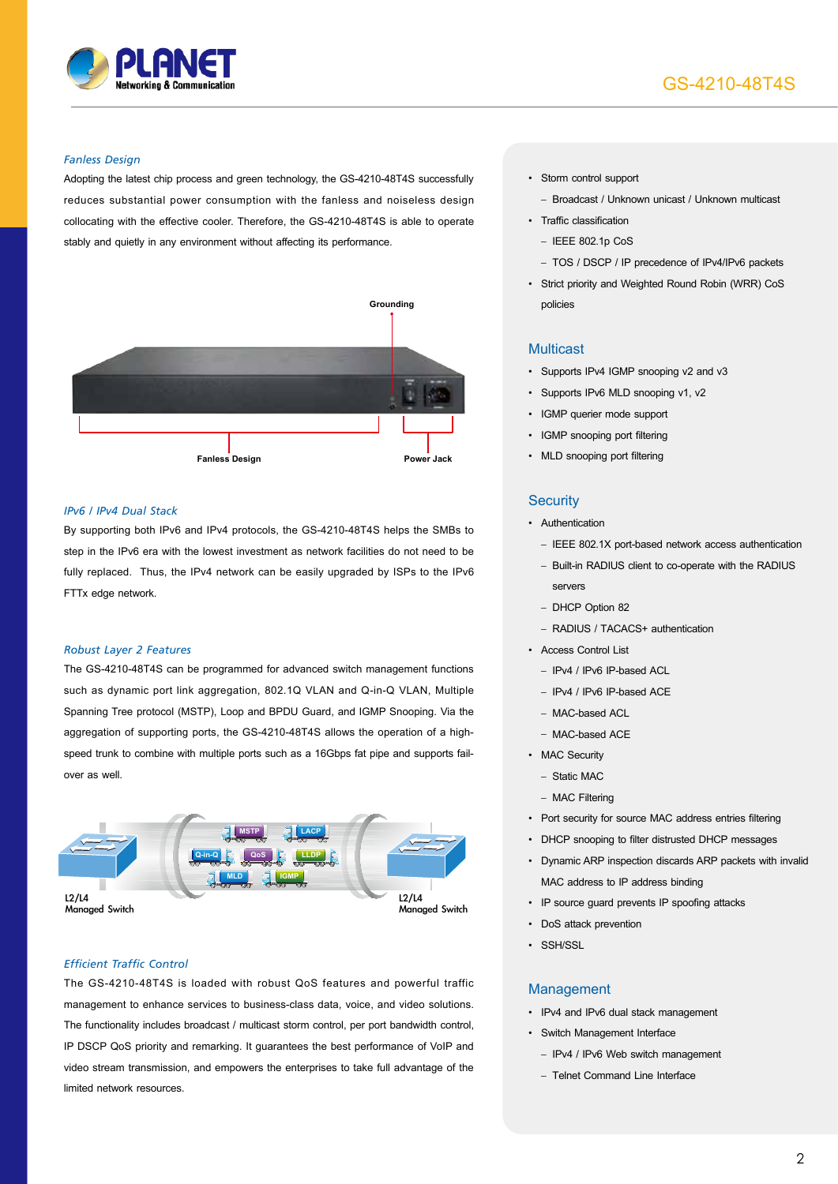### *Fanless Design*

Adopting the latest chip process and green technology, the GS-4210-48T4S successfully reduces substantial power consumption with the fanless and noiseless design collocating with the effective cooler. Therefore, the GS-4210-48T4S is able to operate stably and quietly in any environment without affecting its performance.

Grounding

Fanless Design

Power Jack

### *IPv6 / IPv4 Dual Stack*

By supporting both IPv6 and IPv4 protocols, the GS-4210-48T4S helps the SMBs to step in the IPv6 era with the lowest investment as network facilities do not need to be fully replaced. Thus, the IPv4 network can be easily upgraded by ISPs to the IPv6 FTTx edge network.

### *Robust Layer 2 Features*

The GS-4210-48T4S can be programmed for advanced switch management functions such as dynamic port link aggregation, 802.1Q VLAN and Q-in-Q VLAN, Multiple Spanning Tree protocol (MSTP), Loop and BPDU Guard, and IGMP Snooping. Via the aggregation of supporting ports, the GS-4210-48T4S allows the operation of a high-speed trunk to combine with multiple ports such as a 16Gbps fat pipe and supports fail-over as well.

MSTP, LACP, Q-in-Q, QoS, LLDP, MLD, IGMP

L2/L4 Managed Switch

L2/L4 Managed Switch

### *Efficient Traffic Control*

The GS-4210-48T4S is loaded with robust QoS features and powerful traffic management to enhance services to business-class data, voice, and video solutions. The functionality includes broadcast / multicast storm control, per port bandwidth control, IP DSCP QoS priority and remarking. It guarantees the best performance of VoIP and video stream transmission, and empowers the enterprises to take full advantage of the limited network resources.

- Storm control support
  - Broadcast / Unknown unicast / Unknown multicast
- Traffic classification
  - IEEE 802.1p CoS
  - TOS / DSCP / IP precedence of IPv4/IPv6 packets
- Strict priority and Weighted Round Robin (WRR) CoS policies

## Multicast

- Supports IPv4 IGMP snooping v2 and v3
- Supports IPv6 MLD snooping v1, v2
- IGMP querier mode support
- IGMP snooping port filtering
- MLD snooping port filtering

## Security

- Authentication
  - IEEE 802.1X port-based network access authentication
  - Built-in RADIUS client to co-operate with the RADIUS servers
  - DHCP Option 82
  - RADIUS / TACACS+ authentication
- Access Control List
  - IPv4 / IPv6 IP-based ACL
  - IPv4 / IPv6 IP-based ACE
  - MAC-based ACL
  - MAC-based ACE
- MAC Security
  - Static MAC
  - MAC Filtering
- Port security for source MAC address entries filtering
- DHCP snooping to filter distrusted DHCP messages
- Dynamic ARP inspection discards ARP packets with invalid MAC address to IP address binding
- IP source guard prevents IP spoofing attacks
- DoS attack prevention
- SSH/SSL

## Management

- IPv4 and IPv6 dual stack management
- Switch Management Interface
  - IPv4 / IPv6 Web switch management
  - Telnet Command Line Interface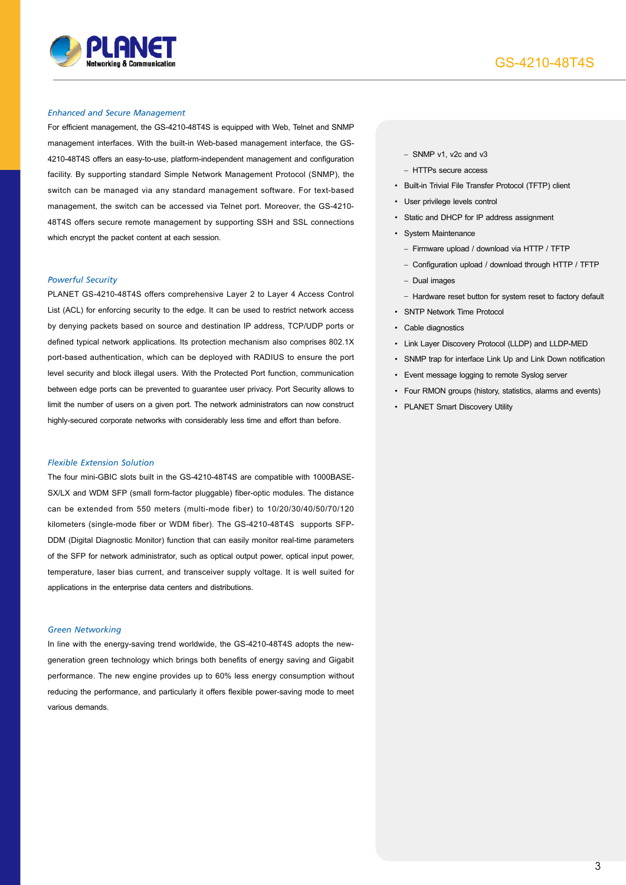### *Enhanced and Secure Management*

For efficient management, the GS-4210-48T4S is equipped with Web, Telnet and SNMP management interfaces. With the built-in Web-based management interface, the GS-4210-48T4S offers an easy-to-use, platform-independent management and configuration facility. By supporting standard Simple Network Management Protocol (SNMP), the switch can be managed via any standard management software. For text-based management, the switch can be accessed via Telnet port. Moreover, the GS-4210-48T4S offers secure remote management by supporting SSH and SSL connections which encrypt the packet content at each session.

### *Powerful Security*

PLANET GS-4210-48T4S offers comprehensive Layer 2 to Layer 4 Access Control List (ACL) for enforcing security to the edge. It can be used to restrict network access by denying packets based on source and destination IP address, TCP/UDP ports or defined typical network applications. Its protection mechanism also comprises 802.1X port-based authentication, which can be deployed with RADIUS to ensure the port level security and block illegal users. With the Protected Port function, communication between edge ports can be prevented to guarantee user privacy. Port Security allows to limit the number of users on a given port. The network administrators can now construct highly-secured corporate networks with considerably less time and effort than before.

### *Flexible Extension Solution*

The four mini-GBIC slots built in the GS-4210-48T4S are compatible with 1000BASE-SX/LX and WDM SFP (small form-factor pluggable) fiber-optic modules. The distance can be extended from 550 meters (multi-mode fiber) to 10/20/30/40/50/70/120 kilometers (single-mode fiber or WDM fiber). The GS-4210-48T4S supports SFP-DDM (Digital Diagnostic Monitor) function that can easily monitor real-time parameters of the SFP for network administrator, such as optical output power, optical input power, temperature, laser bias current, and transceiver supply voltage. It is well suited for applications in the enterprise data centers and distributions.

### *Green Networking*

In line with the energy-saving trend worldwide, the GS-4210-48T4S adopts the new-generation green technology which brings both benefits of energy saving and Gigabit performance. The new engine provides up to 60% less energy consumption without reducing the performance, and particularly it offers flexible power-saving mode to meet various demands.

- SNMP v1, v2c and v3
- HTTPs secure access

- Built-in Trivial File Transfer Protocol (TFTP) client
- User privilege levels control
- Static and DHCP for IP address assignment
- System Maintenance
  - Firmware upload / download via HTTP / TFTP
  - Configuration upload / download through HTTP / TFTP
  - Dual images
  - Hardware reset button for system reset to factory default
- SNTP Network Time Protocol
- Cable diagnostics
- Link Layer Discovery Protocol (LLDP) and LLDP-MED
- SNMP trap for interface Link Up and Link Down notification
- Event message logging to remote Syslog server
- Four RMON groups (history, statistics, alarms and events)
- PLANET Smart Discovery Utility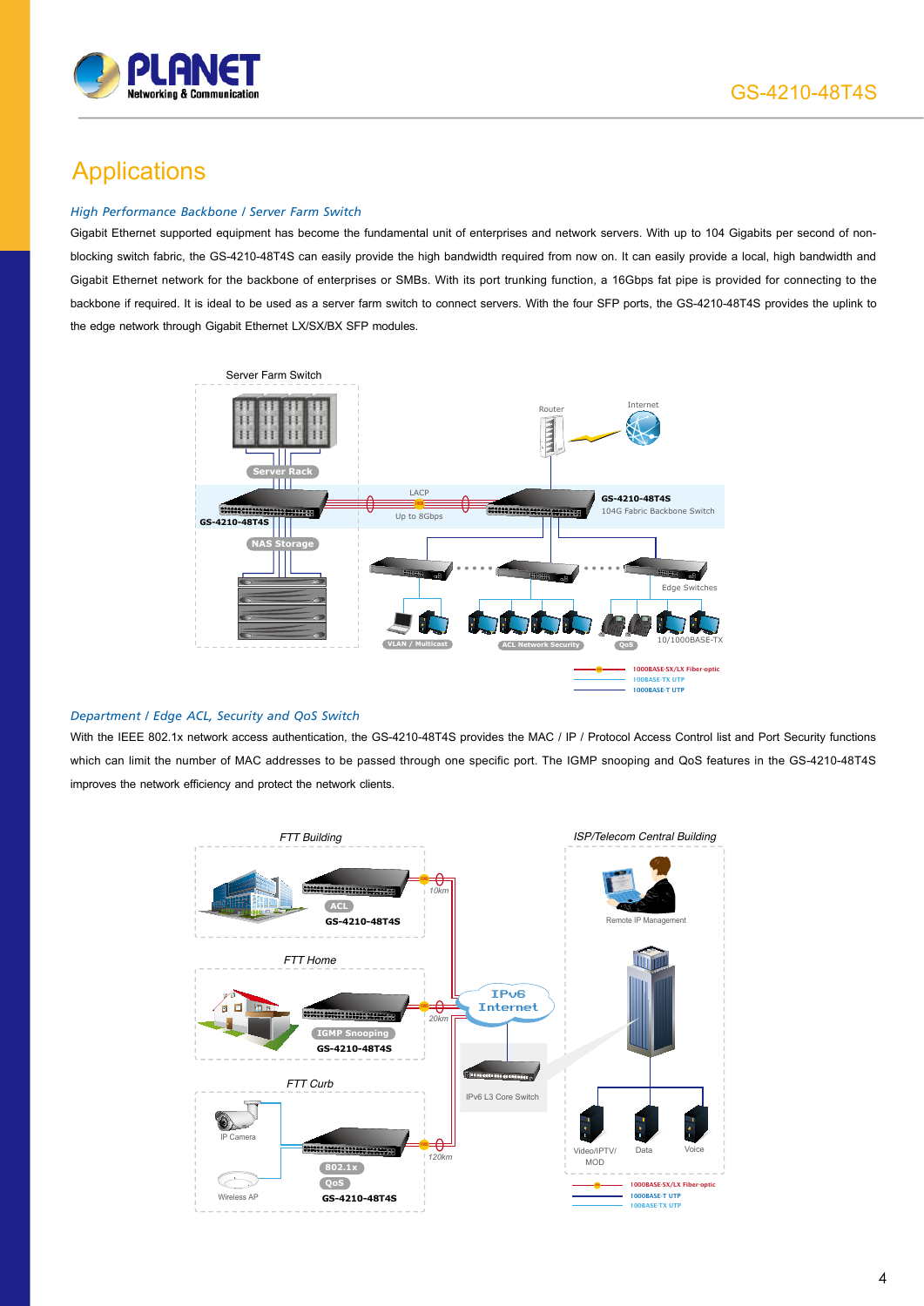# Applications

### *High Performance Backbone / Server Farm Switch*

Gigabit Ethernet supported equipment has become the fundamental unit of enterprises and network servers. With up to 104 Gigabits per second of non-blocking switch fabric, the GS-4210-48T4S can easily provide the high bandwidth required from now on. It can easily provide a local, high bandwidth and Gigabit Ethernet network for the backbone of enterprises or SMBs. With its port trunking function, a 16Gbps fat pipe is provided for connecting to the backbone if required. It is ideal to be used as a server farm switch to connect servers. With the four SFP ports, the GS-4210-48T4S provides the uplink to the edge network through Gigabit Ethernet LX/SX/BX SFP modules.

### *Department / Edge ACL, Security and QoS Switch*

With the IEEE 802.1x network access authentication, the GS-4210-48T4S provides the MAC / IP / Protocol Access Control list and Port Security functions which can limit the number of MAC addresses to be passed through one specific port. The IGMP snooping and QoS features in the GS-4210-48T4S improves the network efficiency and protect the network clients.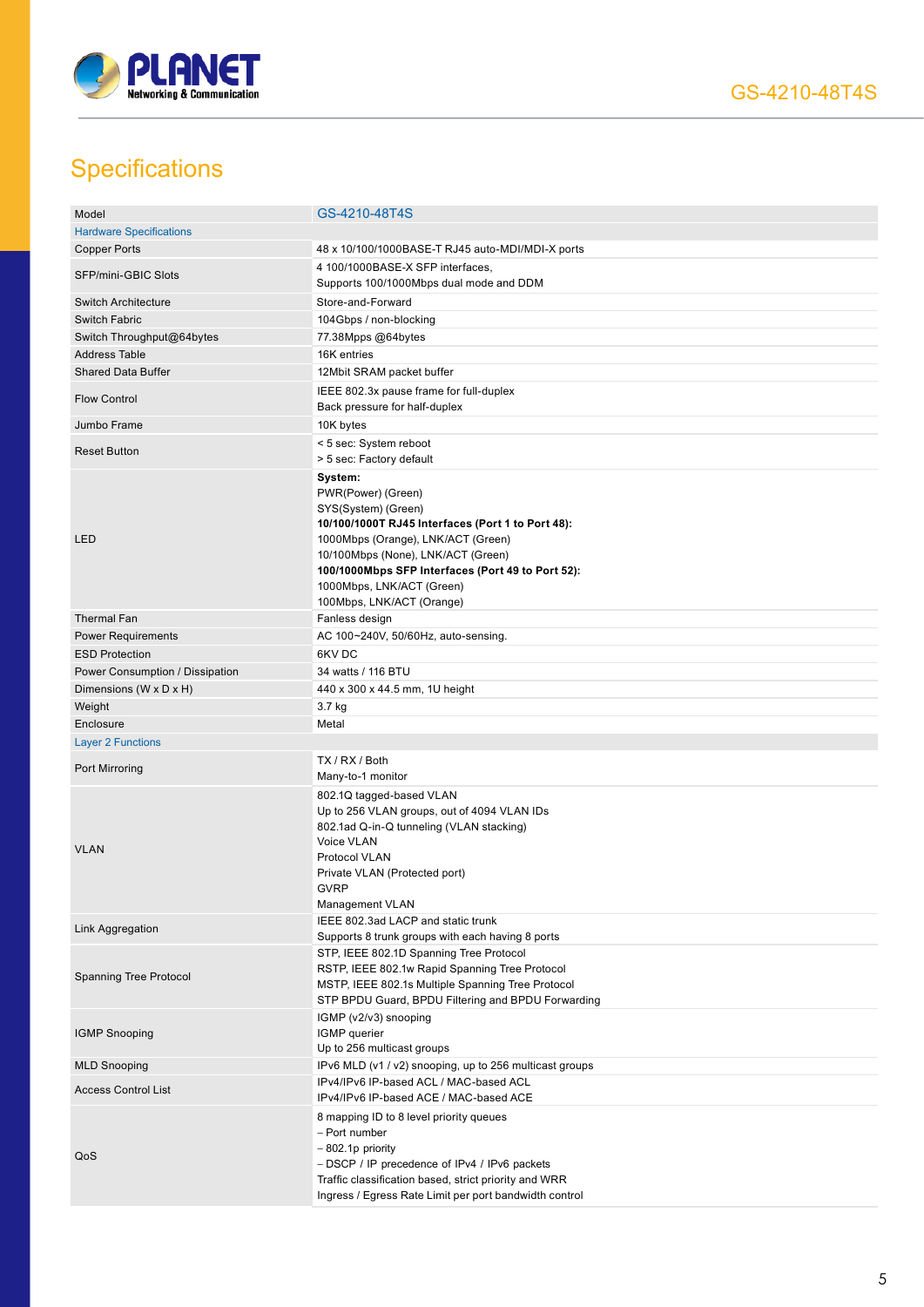## Specifications

| Model | GS-4210-48T4S |
|---|---|
| **Hardware Specifications** | |
| Copper Ports | 48 x 10/100/1000BASE-T RJ45 auto-MDI/MDI-X ports |
| SFP/mini-GBIC Slots | 4 100/1000BASE-X SFP interfaces,<br>Supports 100/1000Mbps dual mode and DDM |
| Switch Architecture | Store-and-Forward |
| Switch Fabric | 104Gbps / non-blocking |
| Switch Throughput@64bytes | 77.38Mpps @64bytes |
| Address Table | 16K entries |
| Shared Data Buffer | 12Mbit SRAM packet buffer |
| Flow Control | IEEE 802.3x pause frame for full-duplex<br>Back pressure for half-duplex |
| Jumbo Frame | 10K bytes |
| Reset Button | < 5 sec: System reboot<br>> 5 sec: Factory default |
| LED | **System:**<br>PWR(Power) (Green)<br>SYS(System) (Green)<br>**10/100/1000T RJ45 Interfaces (Port 1 to Port 48):**<br>1000Mbps (Orange), LNK/ACT (Green)<br>10/100Mbps (None), LNK/ACT (Green)<br>**100/1000Mbps SFP Interfaces (Port 49 to Port 52):**<br>1000Mbps, LNK/ACT (Green)<br>100Mbps, LNK/ACT (Orange) |
| Thermal Fan | Fanless design |
| Power Requirements | AC 100~240V, 50/60Hz, auto-sensing. |
| ESD Protection | 6KV DC |
| Power Consumption / Dissipation | 34 watts / 116 BTU |
| Dimensions (W x D x H) | 440 x 300 x 44.5 mm, 1U height |
| Weight | 3.7 kg |
| Enclosure | Metal |
| **Layer 2 Functions** | |
| Port Mirroring | TX / RX / Both<br>Many-to-1 monitor |
| VLAN | 802.1Q tagged-based VLAN<br>Up to 256 VLAN groups, out of 4094 VLAN IDs<br>802.1ad Q-in-Q tunneling (VLAN stacking)<br>Voice VLAN<br>Protocol VLAN<br>Private VLAN (Protected port)<br>GVRP<br>Management VLAN |
| Link Aggregation | IEEE 802.3ad LACP and static trunk<br>Supports 8 trunk groups with each having 8 ports |
| Spanning Tree Protocol | STP, IEEE 802.1D Spanning Tree Protocol<br>RSTP, IEEE 802.1w Rapid Spanning Tree Protocol<br>MSTP, IEEE 802.1s Multiple Spanning Tree Protocol<br>STP BPDU Guard, BPDU Filtering and BPDU Forwarding |
| IGMP Snooping | IGMP (v2/v3) snooping<br>IGMP querier<br>Up to 256 multicast groups |
| MLD Snooping | IPv6 MLD (v1 / v2) snooping, up to 256 multicast groups |
| Access Control List | IPv4/IPv6 IP-based ACL / MAC-based ACL<br>IPv4/IPv6 IP-based ACE / MAC-based ACE |
| QoS | 8 mapping ID to 8 level priority queues<br>– Port number<br>– 802.1p priority<br>– DSCP / IP precedence of IPv4 / IPv6 packets<br>Traffic classification based, strict priority and WRR<br>Ingress / Egress Rate Limit per port bandwidth control |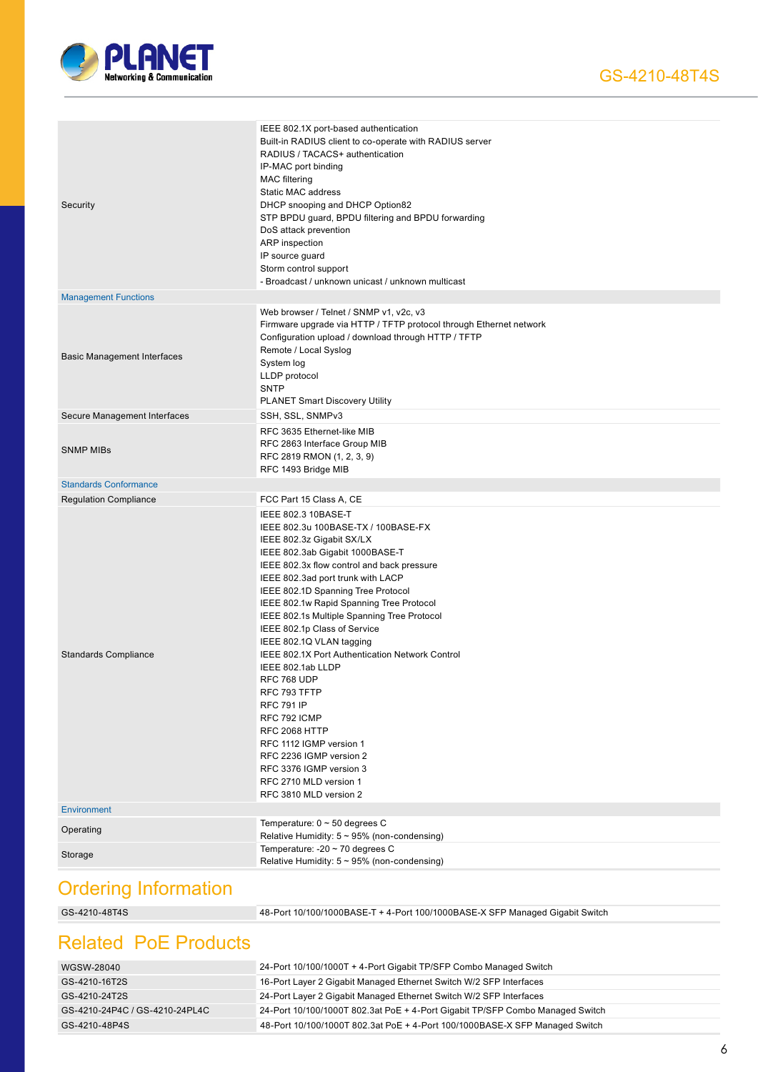| | |
|---|---|
| Security | IEEE 802.1X port-based authentication<br>Built-in RADIUS client to co-operate with RADIUS server<br>RADIUS / TACACS+ authentication<br>IP-MAC port binding<br>MAC filtering<br>Static MAC address<br>DHCP snooping and DHCP Option82<br>STP BPDU guard, BPDU filtering and BPDU forwarding<br>DoS attack prevention<br>ARP inspection<br>IP source guard<br>Storm control support<br>- Broadcast / unknown unicast / unknown multicast |
| **Management Functions** | |
| Basic Management Interfaces | Web browser / Telnet / SNMP v1, v2c, v3<br>Firmware upgrade via HTTP / TFTP protocol through Ethernet network<br>Configuration upload / download through HTTP / TFTP<br>Remote / Local Syslog<br>System log<br>LLDP protocol<br>SNTP<br>PLANET Smart Discovery Utility |
| Secure Management Interfaces | SSH, SSL, SNMPv3 |
| SNMP MIBs | RFC 3635 Ethernet-like MIB<br>RFC 2863 Interface Group MIB<br>RFC 2819 RMON (1, 2, 3, 9)<br>RFC 1493 Bridge MIB |
| **Standards Conformance** | |
| Regulation Compliance | FCC Part 15 Class A, CE |
| Standards Compliance | IEEE 802.3 10BASE-T<br>IEEE 802.3u 100BASE-TX / 100BASE-FX<br>IEEE 802.3z Gigabit SX/LX<br>IEEE 802.3ab Gigabit 1000BASE-T<br>IEEE 802.3x flow control and back pressure<br>IEEE 802.3ad port trunk with LACP<br>IEEE 802.1D Spanning Tree Protocol<br>IEEE 802.1w Rapid Spanning Tree Protocol<br>IEEE 802.1s Multiple Spanning Tree Protocol<br>IEEE 802.1p Class of Service<br>IEEE 802.1Q VLAN tagging<br>IEEE 802.1X Port Authentication Network Control<br>IEEE 802.1ab LLDP<br>RFC 768 UDP<br>RFC 793 TFTP<br>RFC 791 IP<br>RFC 792 ICMP<br>RFC 2068 HTTP<br>RFC 1112 IGMP version 1<br>RFC 2236 IGMP version 2<br>RFC 3376 IGMP version 3<br>RFC 2710 MLD version 1<br>RFC 3810 MLD version 2 |
| **Environment** | |
| Operating | Temperature: 0 ~ 50 degrees C<br>Relative Humidity: 5 ~ 95% (non-condensing) |
| Storage | Temperature: -20 ~ 70 degrees C<br>Relative Humidity: 5 ~ 95% (non-condensing) |

## Ordering Information

| | |
|---|---|
| GS-4210-48T4S | 48-Port 10/100/1000BASE-T + 4-Port 100/1000BASE-X SFP Managed Gigabit Switch |

## Related PoE Products

| | |
|---|---|
| WGSW-28040 | 24-Port 10/100/1000T + 4-Port Gigabit TP/SFP Combo Managed Switch |
| GS-4210-16T2S | 16-Port Layer 2 Gigabit Managed Ethernet Switch W/2 SFP Interfaces |
| GS-4210-24T2S | 24-Port Layer 2 Gigabit Managed Ethernet Switch W/2 SFP Interfaces |
| GS-4210-24P4C / GS-4210-24PL4C | 24-Port 10/100/1000T 802.3at PoE + 4-Port Gigabit TP/SFP Combo Managed Switch |
| GS-4210-48P4S | 48-Port 10/100/1000T 802.3at PoE + 4-Port 100/1000BASE-X SFP Managed Switch |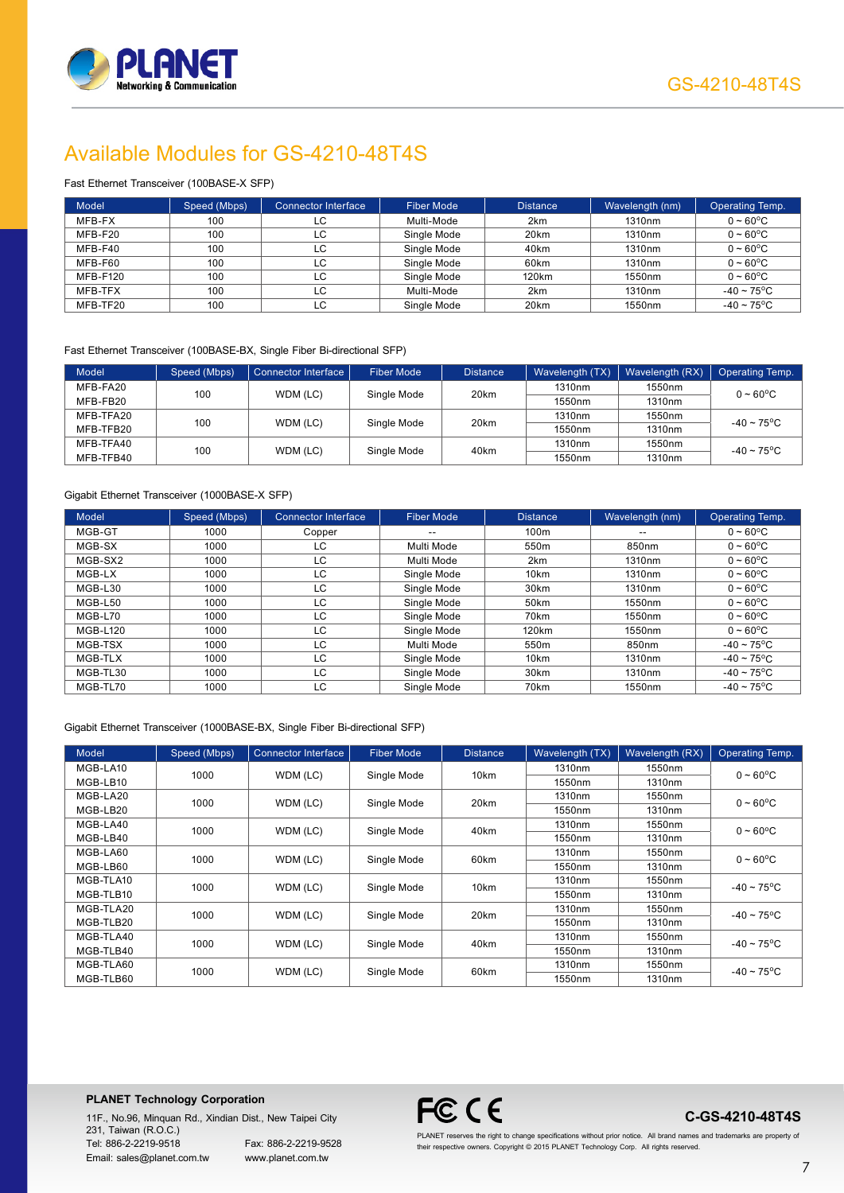# Available Modules for GS-4210-48T4S

Fast Ethernet Transceiver (100BASE-X SFP)

| Model | Speed (Mbps) | Connector Interface | Fiber Mode | Distance | Wavelength (nm) | Operating Temp. |
|---|---|---|---|---|---|---|
| MFB-FX | 100 | LC | Multi-Mode | 2km | 1310nm | 0 ~ 60°C |
| MFB-F20 | 100 | LC | Single Mode | 20km | 1310nm | 0 ~ 60°C |
| MFB-F40 | 100 | LC | Single Mode | 40km | 1310nm | 0 ~ 60°C |
| MFB-F60 | 100 | LC | Single Mode | 60km | 1310nm | 0 ~ 60°C |
| MFB-F120 | 100 | LC | Single Mode | 120km | 1550nm | 0 ~ 60°C |
| MFB-TFX | 100 | LC | Multi-Mode | 2km | 1310nm | -40 ~ 75°C |
| MFB-TF20 | 100 | LC | Single Mode | 20km | 1550nm | -40 ~ 75°C |

Fast Ethernet Transceiver (100BASE-BX, Single Fiber Bi-directional SFP)

| Model | Speed (Mbps) | Connector Interface | Fiber Mode | Distance | Wavelength (TX) | Wavelength (RX) | Operating Temp. |
|---|---|---|---|---|---|---|---|
| MFB-FA20 | 100 | WDM (LC) | Single Mode | 20km | 1310nm | 1550nm | 0 ~ 60°C |
| MFB-FB20 | | | | | 1550nm | 1310nm | |
| MFB-TFA20 | 100 | WDM (LC) | Single Mode | 20km | 1310nm | 1550nm | -40 ~ 75°C |
| MFB-TFB20 | | | | | 1550nm | 1310nm | |
| MFB-TFA40 | 100 | WDM (LC) | Single Mode | 40km | 1310nm | 1550nm | -40 ~ 75°C |
| MFB-TFB40 | | | | | 1550nm | 1310nm | |

Gigabit Ethernet Transceiver (1000BASE-X SFP)

| Model | Speed (Mbps) | Connector Interface | Fiber Mode | Distance | Wavelength (nm) | Operating Temp. |
|---|---|---|---|---|---|---|
| MGB-GT | 1000 | Copper | -- | 100m | -- | 0 ~ 60°C |
| MGB-SX | 1000 | LC | Multi Mode | 550m | 850nm | 0 ~ 60°C |
| MGB-SX2 | 1000 | LC | Multi Mode | 2km | 1310nm | 0 ~ 60°C |
| MGB-LX | 1000 | LC | Single Mode | 10km | 1310nm | 0 ~ 60°C |
| MGB-L30 | 1000 | LC | Single Mode | 30km | 1310nm | 0 ~ 60°C |
| MGB-L50 | 1000 | LC | Single Mode | 50km | 1550nm | 0 ~ 60°C |
| MGB-L70 | 1000 | LC | Single Mode | 70km | 1550nm | 0 ~ 60°C |
| MGB-L120 | 1000 | LC | Single Mode | 120km | 1550nm | 0 ~ 60°C |
| MGB-TSX | 1000 | LC | Multi Mode | 550m | 850nm | -40 ~ 75°C |
| MGB-TLX | 1000 | LC | Single Mode | 10km | 1310nm | -40 ~ 75°C |
| MGB-TL30 | 1000 | LC | Single Mode | 30km | 1310nm | -40 ~ 75°C |
| MGB-TL70 | 1000 | LC | Single Mode | 70km | 1550nm | -40 ~ 75°C |

Gigabit Ethernet Transceiver (1000BASE-BX, Single Fiber Bi-directional SFP)

| Model | Speed (Mbps) | Connector Interface | Fiber Mode | Distance | Wavelength (TX) | Wavelength (RX) | Operating Temp. |
|---|---|---|---|---|---|---|---|
| MGB-LA10 | 1000 | WDM (LC) | Single Mode | 10km | 1310nm | 1550nm | 0 ~ 60°C |
| MGB-LB10 | | | | | 1550nm | 1310nm | |
| MGB-LA20 | 1000 | WDM (LC) | Single Mode | 20km | 1310nm | 1550nm | 0 ~ 60°C |
| MGB-LB20 | | | | | 1550nm | 1310nm | |
| MGB-LA40 | 1000 | WDM (LC) | Single Mode | 40km | 1310nm | 1550nm | 0 ~ 60°C |
| MGB-LB40 | | | | | 1550nm | 1310nm | |
| MGB-LA60 | 1000 | WDM (LC) | Single Mode | 60km | 1310nm | 1550nm | 0 ~ 60°C |
| MGB-LB60 | | | | | 1550nm | 1310nm | |
| MGB-TLA10 | 1000 | WDM (LC) | Single Mode | 10km | 1310nm | 1550nm | -40 ~ 75°C |
| MGB-TLB10 | | | | | 1550nm | 1310nm | |
| MGB-TLA20 | 1000 | WDM (LC) | Single Mode | 20km | 1310nm | 1550nm | -40 ~ 75°C |
| MGB-TLB20 | | | | | 1550nm | 1310nm | |
| MGB-TLA40 | 1000 | WDM (LC) | Single Mode | 40km | 1310nm | 1550nm | -40 ~ 75°C |
| MGB-TLB40 | | | | | 1550nm | 1310nm | |
| MGB-TLA60 | 1000 | WDM (LC) | Single Mode | 60km | 1310nm | 1550nm | -40 ~ 75°C |
| MGB-TLB60 | | | | | 1550nm | 1310nm | |

**PLANET Technology Corporation**

11F., No.96, Minquan Rd., Xindian Dist., New Taipei City 231, Taiwan (R.O.C.)
Tel: 886-2-2219-9518 Fax: 886-2-2219-9528
Email: sales@planet.com.tw www.planet.com.tw

**C-GS-4210-48T4S**

PLANET reserves the right to change specifications without prior notice. All brand names and trademarks are property of their respective owners. Copyright © 2015 PLANET Technology Corp. All rights reserved.